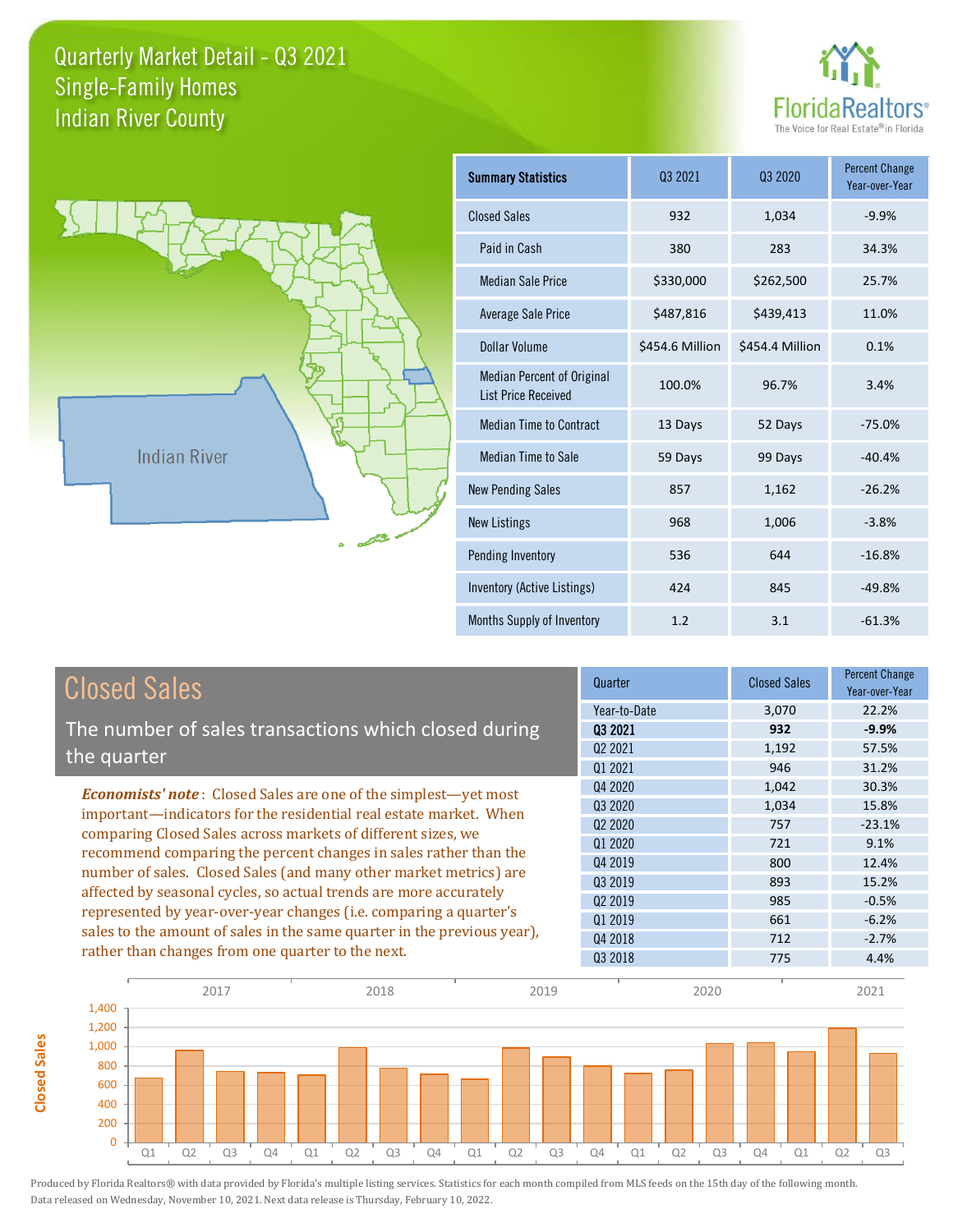# Quarterly Market Detail - Q3 2021
## Single-Family Homes
## Indian River County

FloridaRealtors® The Voice for Real Estate® in Florida

Indian River

| Summary Statistics | Q3 2021 | Q3 2020 | Percent Change Year-over-Year |
|---|---|---|---|
| Closed Sales | 932 | 1,034 | -9.9% |
| Paid in Cash | 380 | 283 | 34.3% |
| Median Sale Price | $330,000 | $262,500 | 25.7% |
| Average Sale Price | $487,816 | $439,413 | 11.0% |
| Dollar Volume | $454.6 Million | $454.4 Million | 0.1% |
| Median Percent of Original List Price Received | 100.0% | 96.7% | 3.4% |
| Median Time to Contract | 13 Days | 52 Days | -75.0% |
| Median Time to Sale | 59 Days | 99 Days | -40.4% |
| New Pending Sales | 857 | 1,162 | -26.2% |
| New Listings | 968 | 1,006 | -3.8% |
| Pending Inventory | 536 | 644 | -16.8% |
| Inventory (Active Listings) | 424 | 845 | -49.8% |
| Months Supply of Inventory | 1.2 | 3.1 | -61.3% |

## Closed Sales

The number of sales transactions which closed during the quarter

*Economists' note*: Closed Sales are one of the simplest—yet most important—indicators for the residential real estate market. When comparing Closed Sales across markets of different sizes, we recommend comparing the percent changes in sales rather than the number of sales. Closed Sales (and many other market metrics) are affected by seasonal cycles, so actual trends are more accurately represented by year-over-year changes (i.e. comparing a quarter's sales to the amount of sales in the same quarter in the previous year), rather than changes from one quarter to the next.

| Quarter | Closed Sales | Percent Change Year-over-Year |
|---|---|---|
| Year-to-Date | 3,070 | 22.2% |
| **Q3 2021** | **932** | **-9.9%** |
| Q2 2021 | 1,192 | 57.5% |
| Q1 2021 | 946 | 31.2% |
| Q4 2020 | 1,042 | 30.3% |
| Q3 2020 | 1,034 | 15.8% |
| Q2 2020 | 757 | -23.1% |
| Q1 2020 | 721 | 9.1% |
| Q4 2019 | 800 | 12.4% |
| Q3 2019 | 893 | 15.2% |
| Q2 2019 | 985 | -0.5% |
| Q1 2019 | 661 | -6.2% |
| Q4 2018 | 712 | -2.7% |
| Q3 2018 | 775 | 4.4% |

Produced by Florida Realtors® with data provided by Florida's multiple listing services. Statistics for each month compiled from MLS feeds on the 15th day of the following month. Data released on Wednesday, November 10, 2021. Next data release is Thursday, February 10, 2022.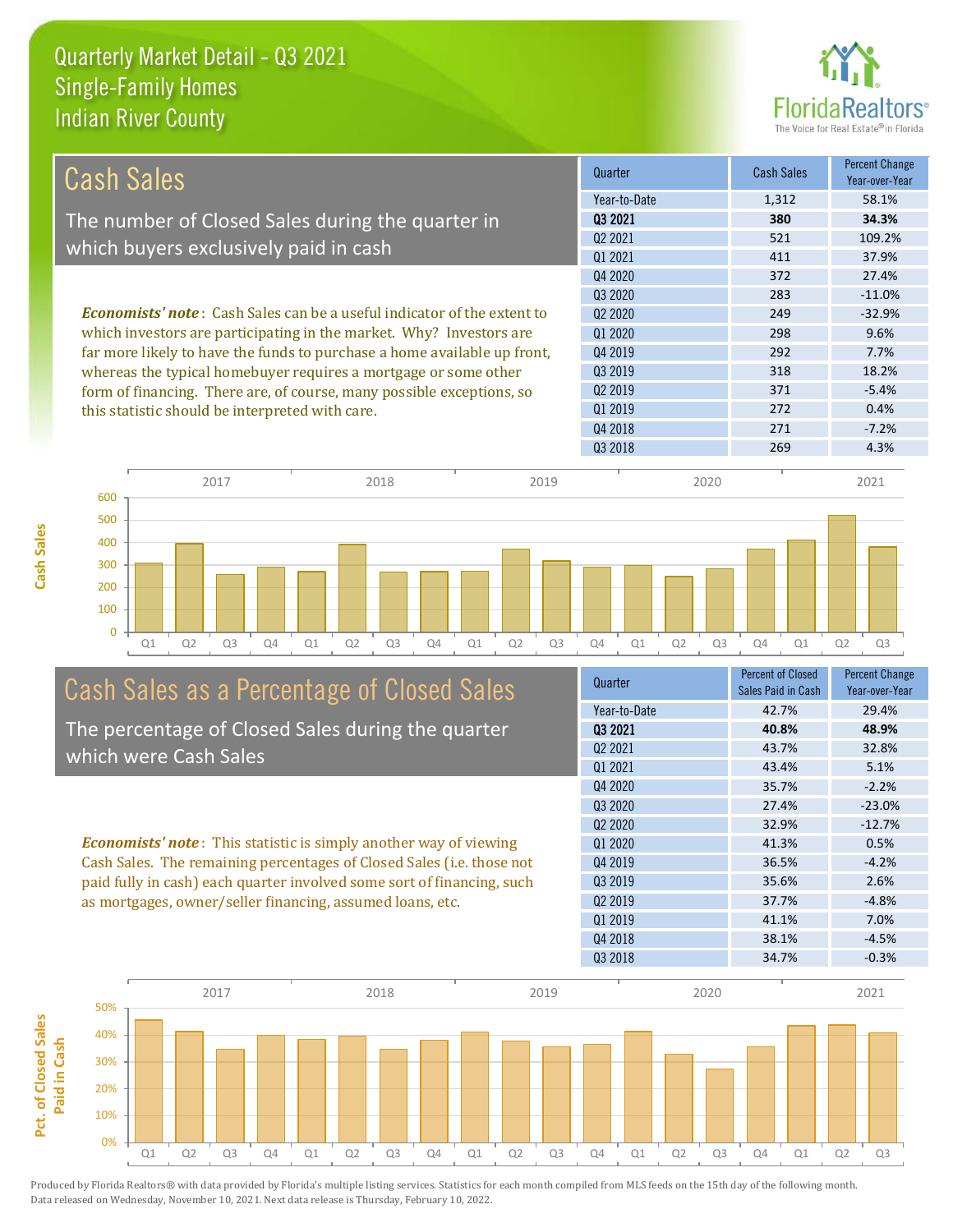# Quarterly Market Detail - Q3 2021
## Single-Family Homes
## Indian River County

## Cash Sales

The number of Closed Sales during the quarter in which buyers exclusively paid in cash

*Economists' note*: Cash Sales can be a useful indicator of the extent to which investors are participating in the market. Why? Investors are far more likely to have the funds to purchase a home available up front, whereas the typical homebuyer requires a mortgage or some other form of financing. There are, of course, many possible exceptions, so this statistic should be interpreted with care.

| Quarter | Cash Sales | Percent Change Year-over-Year |
|---|---|---|
| Year-to-Date | 1,312 | 58.1% |
| **Q3 2021** | **380** | **34.3%** |
| Q2 2021 | 521 | 109.2% |
| Q1 2021 | 411 | 37.9% |
| Q4 2020 | 372 | 27.4% |
| Q3 2020 | 283 | -11.0% |
| Q2 2020 | 249 | -32.9% |
| Q1 2020 | 298 | 9.6% |
| Q4 2019 | 292 | 7.7% |
| Q3 2019 | 318 | 18.2% |
| Q2 2019 | 371 | -5.4% |
| Q1 2019 | 272 | 0.4% |
| Q4 2018 | 271 | -7.2% |
| Q3 2018 | 269 | 4.3% |

## Cash Sales as a Percentage of Closed Sales

The percentage of Closed Sales during the quarter which were Cash Sales

*Economists' note*: This statistic is simply another way of viewing Cash Sales. The remaining percentages of Closed Sales (i.e. those not paid fully in cash) each quarter involved some sort of financing, such as mortgages, owner/seller financing, assumed loans, etc.

| Quarter | Percent of Closed Sales Paid in Cash | Percent Change Year-over-Year |
|---|---|---|
| Year-to-Date | 42.7% | 29.4% |
| **Q3 2021** | **40.8%** | **48.9%** |
| Q2 2021 | 43.7% | 32.8% |
| Q1 2021 | 43.4% | 5.1% |
| Q4 2020 | 35.7% | -2.2% |
| Q3 2020 | 27.4% | -23.0% |
| Q2 2020 | 32.9% | -12.7% |
| Q1 2020 | 41.3% | 0.5% |
| Q4 2019 | 36.5% | -4.2% |
| Q3 2019 | 35.6% | 2.6% |
| Q2 2019 | 37.7% | -4.8% |
| Q1 2019 | 41.1% | 7.0% |
| Q4 2018 | 38.1% | -4.5% |
| Q3 2018 | 34.7% | -0.3% |

Produced by Florida Realtors® with data provided by Florida's multiple listing services. Statistics for each month compiled from MLS feeds on the 15th day of the following month. Data released on Wednesday, November 10, 2021. Next data release is Thursday, February 10, 2022.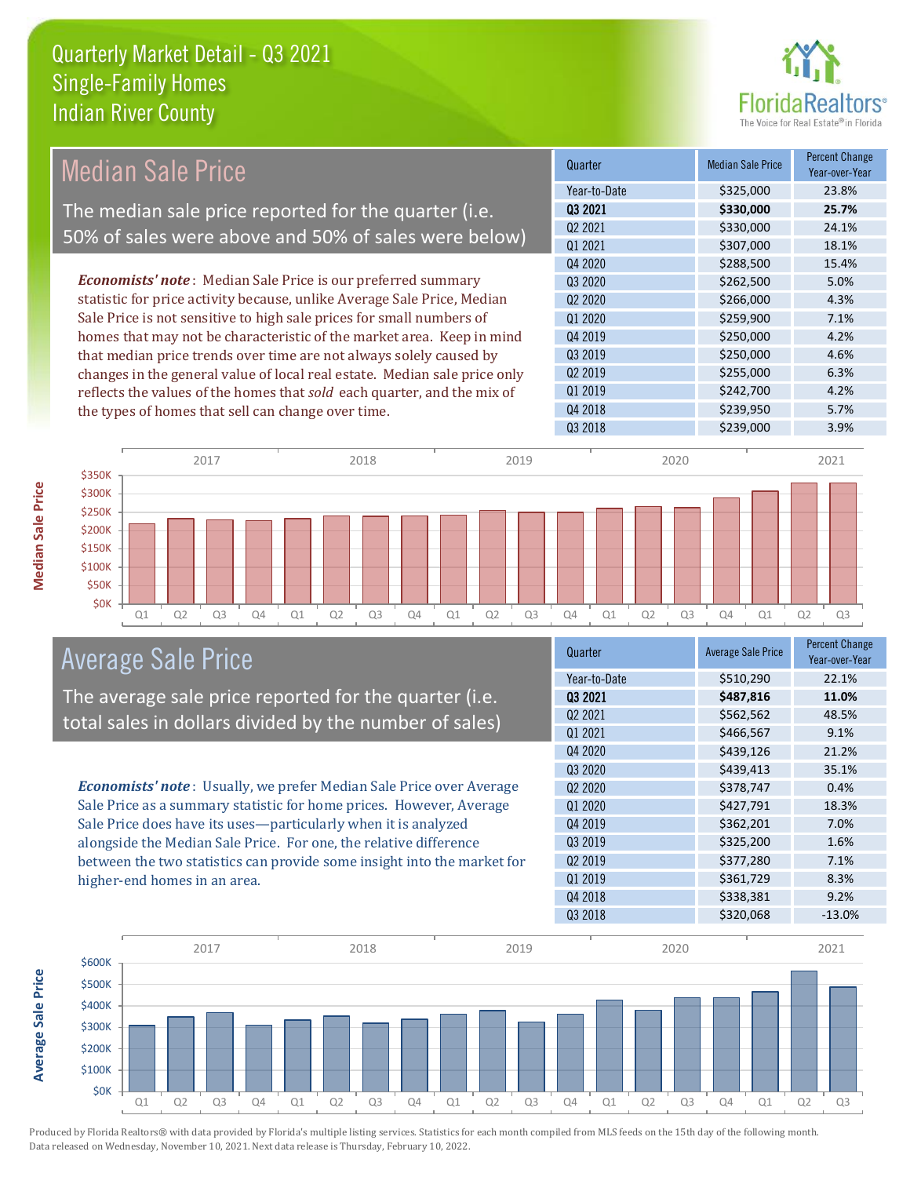# Quarterly Market Detail - Q3 2021
## Single-Family Homes
## Indian River County

## Median Sale Price

The median sale price reported for the quarter (i.e. 50% of sales were above and 50% of sales were below)

*Economists' note*: Median Sale Price is our preferred summary statistic for price activity because, unlike Average Sale Price, Median Sale Price is not sensitive to high sale prices for small numbers of homes that may not be characteristic of the market area. Keep in mind that median price trends over time are not always solely caused by changes in the general value of local real estate. Median sale price only reflects the values of the homes that *sold* each quarter, and the mix of the types of homes that sell can change over time.

| Quarter | Median Sale Price | Percent Change Year-over-Year |
|---|---|---|
| Year-to-Date | $325,000 | 23.8% |
| **Q3 2021** | **$330,000** | **25.7%** |
| Q2 2021 | $330,000 | 24.1% |
| Q1 2021 | $307,000 | 18.1% |
| Q4 2020 | $288,500 | 15.4% |
| Q3 2020 | $262,500 | 5.0% |
| Q2 2020 | $266,000 | 4.3% |
| Q1 2020 | $259,900 | 7.1% |
| Q4 2019 | $250,000 | 4.2% |
| Q3 2019 | $250,000 | 4.6% |
| Q2 2019 | $255,000 | 6.3% |
| Q1 2019 | $242,700 | 4.2% |
| Q4 2018 | $239,950 | 5.7% |
| Q3 2018 | $239,000 | 3.9% |

## Average Sale Price

The average sale price reported for the quarter (i.e. total sales in dollars divided by the number of sales)

*Economists' note*: Usually, we prefer Median Sale Price over Average Sale Price as a summary statistic for home prices. However, Average Sale Price does have its uses—particularly when it is analyzed alongside the Median Sale Price. For one, the relative difference between the two statistics can provide some insight into the market for higher-end homes in an area.

| Quarter | Average Sale Price | Percent Change Year-over-Year |
|---|---|---|
| Year-to-Date | $510,290 | 22.1% |
| **Q3 2021** | **$487,816** | **11.0%** |
| Q2 2021 | $562,562 | 48.5% |
| Q1 2021 | $466,567 | 9.1% |
| Q4 2020 | $439,126 | 21.2% |
| Q3 2020 | $439,413 | 35.1% |
| Q2 2020 | $378,747 | 0.4% |
| Q1 2020 | $427,791 | 18.3% |
| Q4 2019 | $362,201 | 7.0% |
| Q3 2019 | $325,200 | 1.6% |
| Q2 2019 | $377,280 | 7.1% |
| Q1 2019 | $361,729 | 8.3% |
| Q4 2018 | $338,381 | 9.2% |
| Q3 2018 | $320,068 | -13.0% |

Produced by Florida Realtors® with data provided by Florida's multiple listing services. Statistics for each month compiled from MLS feeds on the 15th day of the following month. Data released on Wednesday, November 10, 2021. Next data release is Thursday, February 10, 2022.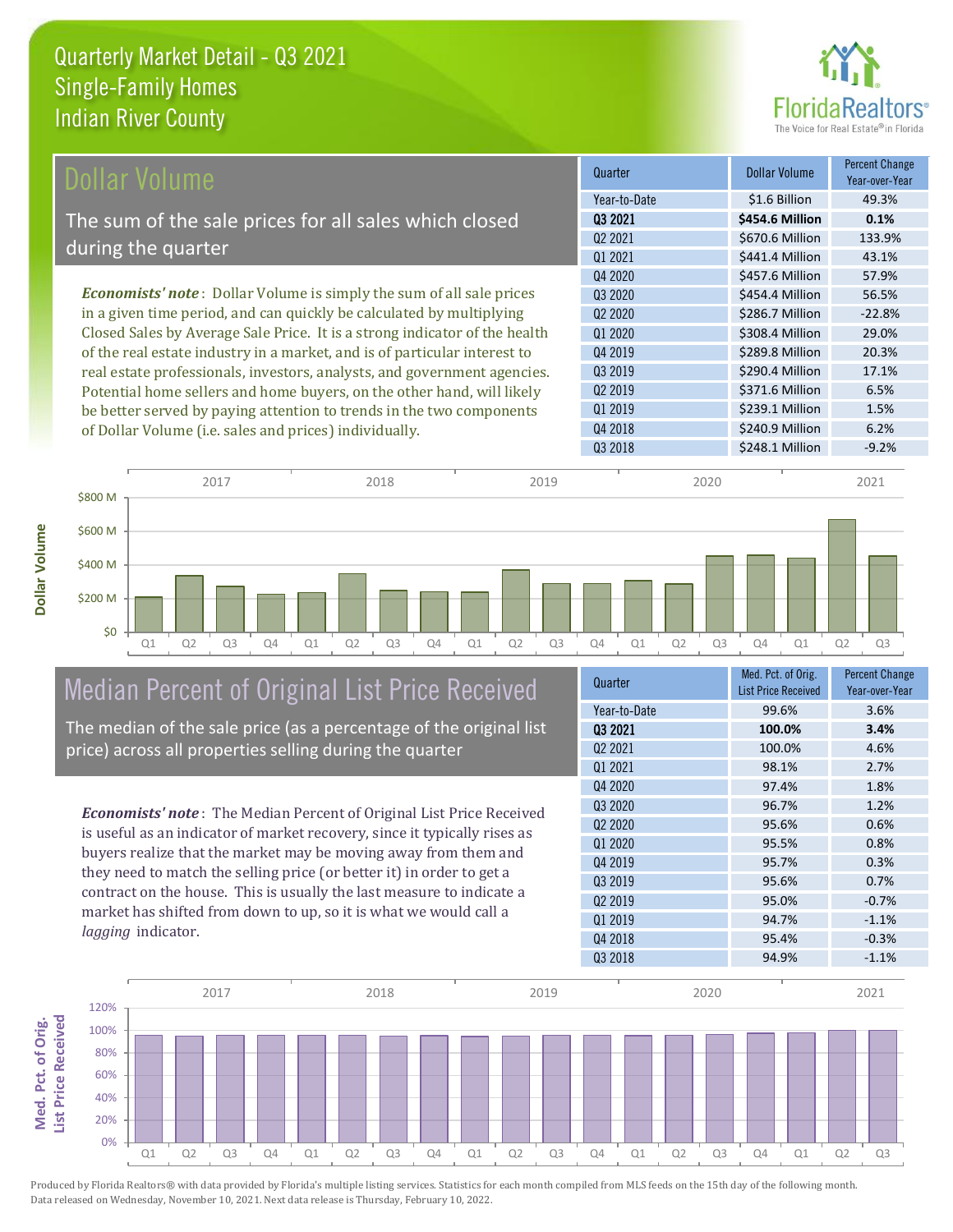# Quarterly Market Detail - Q3 2021
## Single-Family Homes
## Indian River County

## Dollar Volume

The sum of the sale prices for all sales which closed during the quarter

***Economists' note***: Dollar Volume is simply the sum of all sale prices in a given time period, and can quickly be calculated by multiplying Closed Sales by Average Sale Price. It is a strong indicator of the health of the real estate industry in a market, and is of particular interest to real estate professionals, investors, analysts, and government agencies. Potential home sellers and home buyers, on the other hand, will likely be better served by paying attention to trends in the two components of Dollar Volume (i.e. sales and prices) individually.

| Quarter | Dollar Volume | Percent Change Year-over-Year |
|---|---|---|
| Year-to-Date | $1.6 Billion | 49.3% |
| **Q3 2021** | **$454.6 Million** | **0.1%** |
| Q2 2021 | $670.6 Million | 133.9% |
| Q1 2021 | $441.4 Million | 43.1% |
| Q4 2020 | $457.6 Million | 57.9% |
| Q3 2020 | $454.4 Million | 56.5% |
| Q2 2020 | $286.7 Million | -22.8% |
| Q1 2020 | $308.4 Million | 29.0% |
| Q4 2019 | $289.8 Million | 20.3% |
| Q3 2019 | $290.4 Million | 17.1% |
| Q2 2019 | $371.6 Million | 6.5% |
| Q1 2019 | $239.1 Million | 1.5% |
| Q4 2018 | $240.9 Million | 6.2% |
| Q3 2018 | $248.1 Million | -9.2% |

## Median Percent of Original List Price Received

The median of the sale price (as a percentage of the original list price) across all properties selling during the quarter

***Economists' note***: The Median Percent of Original List Price Received is useful as an indicator of market recovery, since it typically rises as buyers realize that the market may be moving away from them and they need to match the selling price (or better it) in order to get a contract on the house. This is usually the last measure to indicate a market has shifted from down to up, so it is what we would call a *lagging* indicator.

| Quarter | Med. Pct. of Orig. List Price Received | Percent Change Year-over-Year |
|---|---|---|
| Year-to-Date | 99.6% | 3.6% |
| **Q3 2021** | **100.0%** | **3.4%** |
| Q2 2021 | 100.0% | 4.6% |
| Q1 2021 | 98.1% | 2.7% |
| Q4 2020 | 97.4% | 1.8% |
| Q3 2020 | 96.7% | 1.2% |
| Q2 2020 | 95.6% | 0.6% |
| Q1 2020 | 95.5% | 0.8% |
| Q4 2019 | 95.7% | 0.3% |
| Q3 2019 | 95.6% | 0.7% |
| Q2 2019 | 95.0% | -0.7% |
| Q1 2019 | 94.7% | -1.1% |
| Q4 2018 | 95.4% | -0.3% |
| Q3 2018 | 94.9% | -1.1% |

Produced by Florida Realtors® with data provided by Florida's multiple listing services. Statistics for each month compiled from MLS feeds on the 15th day of the following month. Data released on Wednesday, November 10, 2021. Next data release is Thursday, February 10, 2022.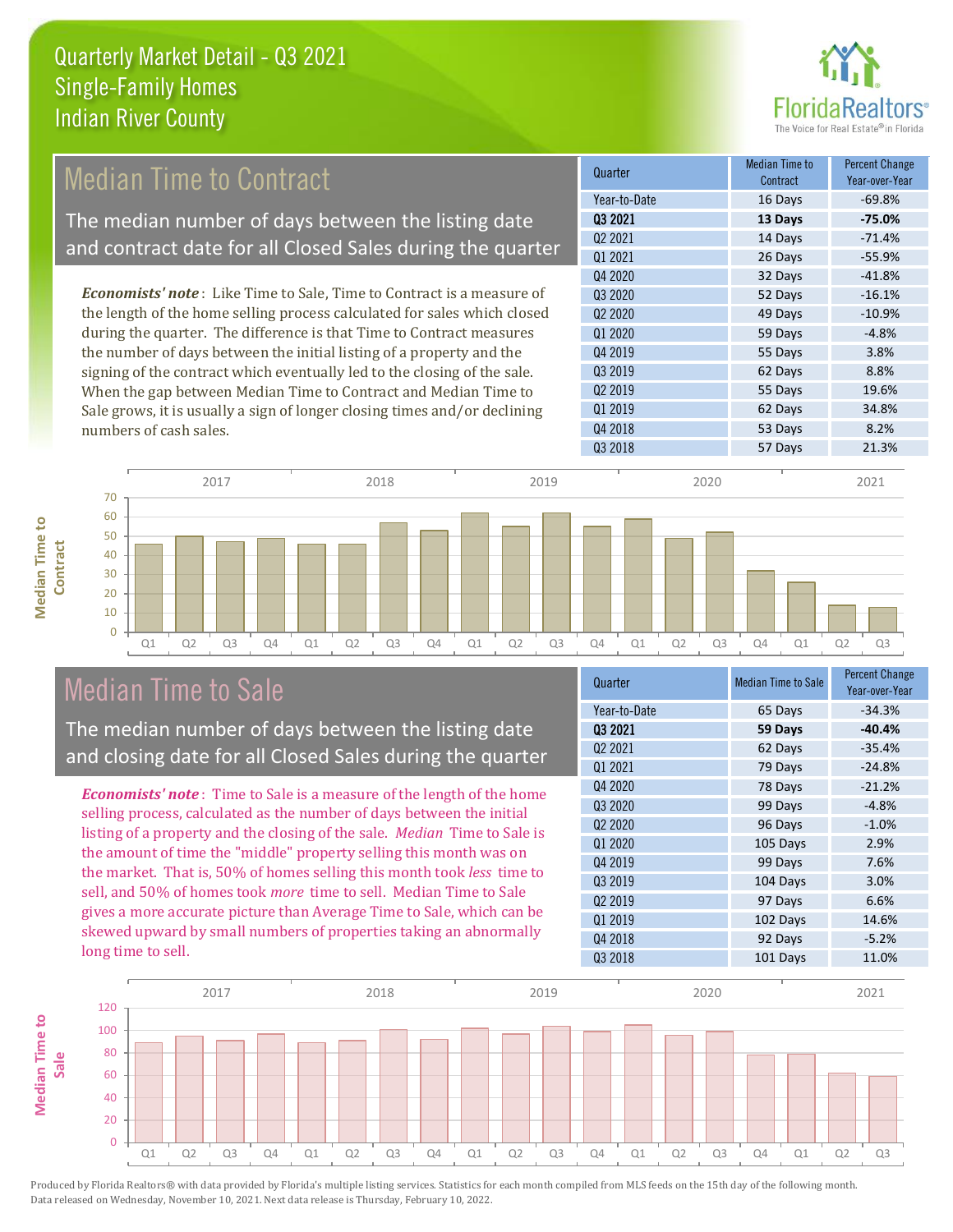# Quarterly Market Detail - Q3 2021
## Single-Family Homes
## Indian River County

## Median Time to Contract

The median number of days between the listing date and contract date for all Closed Sales during the quarter

*Economists' note*: Like Time to Sale, Time to Contract is a measure of the length of the home selling process calculated for sales which closed during the quarter. The difference is that Time to Contract measures the number of days between the initial listing of a property and the signing of the contract which eventually led to the closing of the sale. When the gap between Median Time to Contract and Median Time to Sale grows, it is usually a sign of longer closing times and/or declining numbers of cash sales.

| Quarter | Median Time to Contract | Percent Change Year-over-Year |
|---|---|---|
| Year-to-Date | 16 Days | -69.8% |
| **Q3 2021** | **13 Days** | **-75.0%** |
| Q2 2021 | 14 Days | -71.4% |
| Q1 2021 | 26 Days | -55.9% |
| Q4 2020 | 32 Days | -41.8% |
| Q3 2020 | 52 Days | -16.1% |
| Q2 2020 | 49 Days | -10.9% |
| Q1 2020 | 59 Days | -4.8% |
| Q4 2019 | 55 Days | 3.8% |
| Q3 2019 | 62 Days | 8.8% |
| Q2 2019 | 55 Days | 19.6% |
| Q1 2019 | 62 Days | 34.8% |
| Q4 2018 | 53 Days | 8.2% |
| Q3 2018 | 57 Days | 21.3% |

## Median Time to Sale

The median number of days between the listing date and closing date for all Closed Sales during the quarter

*Economists' note*: Time to Sale is a measure of the length of the home selling process, calculated as the number of days between the initial listing of a property and the closing of the sale. *Median* Time to Sale is the amount of time the "middle" property selling this month was on the market. That is, 50% of homes selling this month took *less* time to sell, and 50% of homes took *more* time to sell. Median Time to Sale gives a more accurate picture than Average Time to Sale, which can be skewed upward by small numbers of properties taking an abnormally long time to sell.

| Quarter | Median Time to Sale | Percent Change Year-over-Year |
|---|---|---|
| Year-to-Date | 65 Days | -34.3% |
| **Q3 2021** | **59 Days** | **-40.4%** |
| Q2 2021 | 62 Days | -35.4% |
| Q1 2021 | 79 Days | -24.8% |
| Q4 2020 | 78 Days | -21.2% |
| Q3 2020 | 99 Days | -4.8% |
| Q2 2020 | 96 Days | -1.0% |
| Q1 2020 | 105 Days | 2.9% |
| Q4 2019 | 99 Days | 7.6% |
| Q3 2019 | 104 Days | 3.0% |
| Q2 2019 | 97 Days | 6.6% |
| Q1 2019 | 102 Days | 14.6% |
| Q4 2018 | 92 Days | -5.2% |
| Q3 2018 | 101 Days | 11.0% |

Produced by Florida Realtors® with data provided by Florida's multiple listing services. Statistics for each month compiled from MLS feeds on the 15th day of the following month. Data released on Wednesday, November 10, 2021. Next data release is Thursday, February 10, 2022.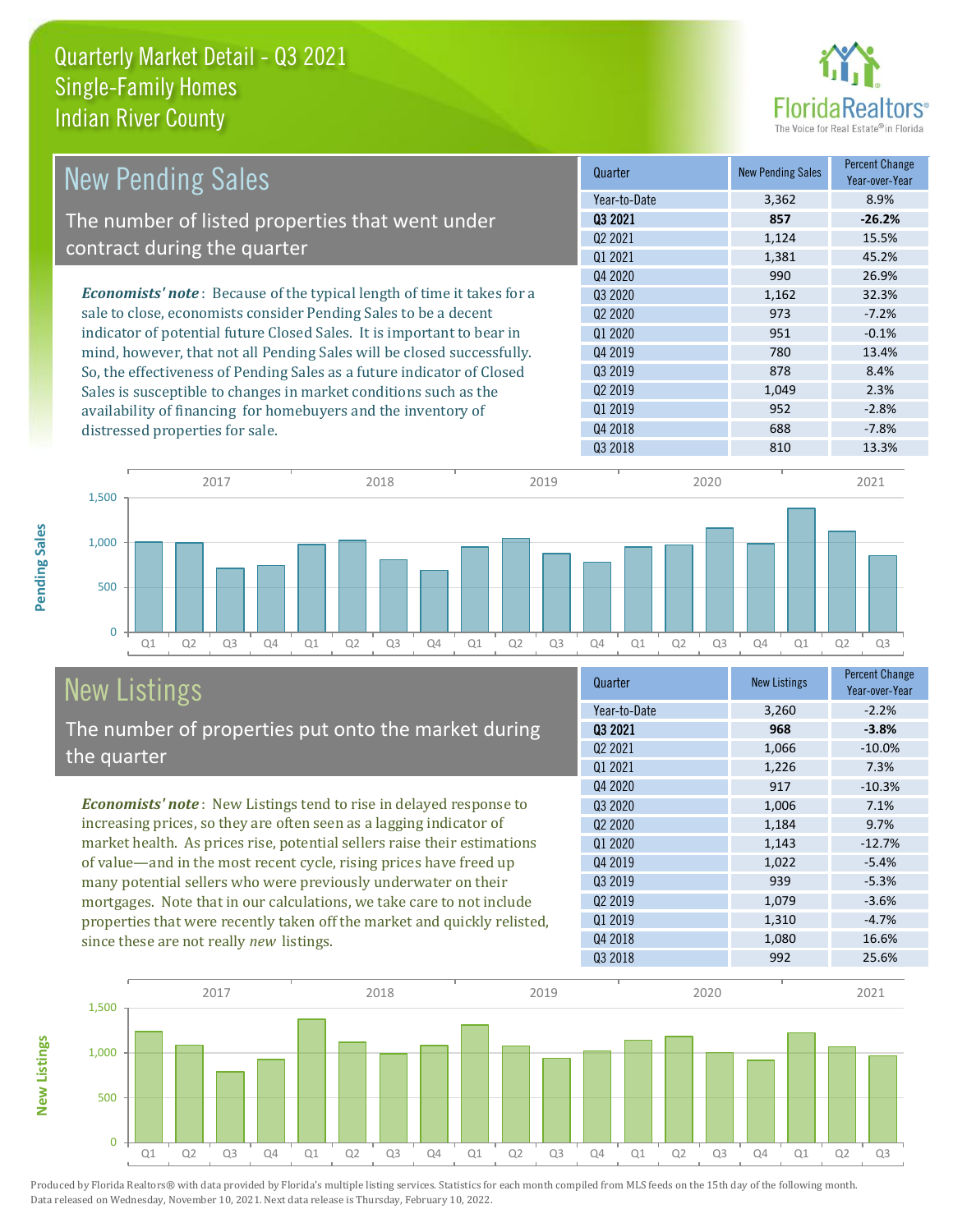# Quarterly Market Detail - Q3 2021
## Single-Family Homes
## Indian River County

## New Pending Sales

The number of listed properties that went under contract during the quarter

***Economists' note***: Because of the typical length of time it takes for a sale to close, economists consider Pending Sales to be a decent indicator of potential future Closed Sales. It is important to bear in mind, however, that not all Pending Sales will be closed successfully. So, the effectiveness of Pending Sales as a future indicator of Closed Sales is susceptible to changes in market conditions such as the availability of financing for homebuyers and the inventory of distressed properties for sale.

| Quarter | New Pending Sales | Percent Change Year-over-Year |
|---|---|---|
| Year-to-Date | 3,362 | 8.9% |
| **Q3 2021** | **857** | **-26.2%** |
| Q2 2021 | 1,124 | 15.5% |
| Q1 2021 | 1,381 | 45.2% |
| Q4 2020 | 990 | 26.9% |
| Q3 2020 | 1,162 | 32.3% |
| Q2 2020 | 973 | -7.2% |
| Q1 2020 | 951 | -0.1% |
| Q4 2019 | 780 | 13.4% |
| Q3 2019 | 878 | 8.4% |
| Q2 2019 | 1,049 | 2.3% |
| Q1 2019 | 952 | -2.8% |
| Q4 2018 | 688 | -7.8% |
| Q3 2018 | 810 | 13.3% |

## New Listings

The number of properties put onto the market during the quarter

***Economists' note***: New Listings tend to rise in delayed response to increasing prices, so they are often seen as a lagging indicator of market health. As prices rise, potential sellers raise their estimations of value—and in the most recent cycle, rising prices have freed up many potential sellers who were previously underwater on their mortgages. Note that in our calculations, we take care to not include properties that were recently taken off the market and quickly relisted, since these are not really *new* listings.

| Quarter | New Listings | Percent Change Year-over-Year |
|---|---|---|
| Year-to-Date | 3,260 | -2.2% |
| **Q3 2021** | **968** | **-3.8%** |
| Q2 2021 | 1,066 | -10.0% |
| Q1 2021 | 1,226 | 7.3% |
| Q4 2020 | 917 | -10.3% |
| Q3 2020 | 1,006 | 7.1% |
| Q2 2020 | 1,184 | 9.7% |
| Q1 2020 | 1,143 | -12.7% |
| Q4 2019 | 1,022 | -5.4% |
| Q3 2019 | 939 | -5.3% |
| Q2 2019 | 1,079 | -3.6% |
| Q1 2019 | 1,310 | -4.7% |
| Q4 2018 | 1,080 | 16.6% |
| Q3 2018 | 992 | 25.6% |

Produced by Florida Realtors® with data provided by Florida's multiple listing services. Statistics for each month compiled from MLS feeds on the 15th day of the following month. Data released on Wednesday, November 10, 2021. Next data release is Thursday, February 10, 2022.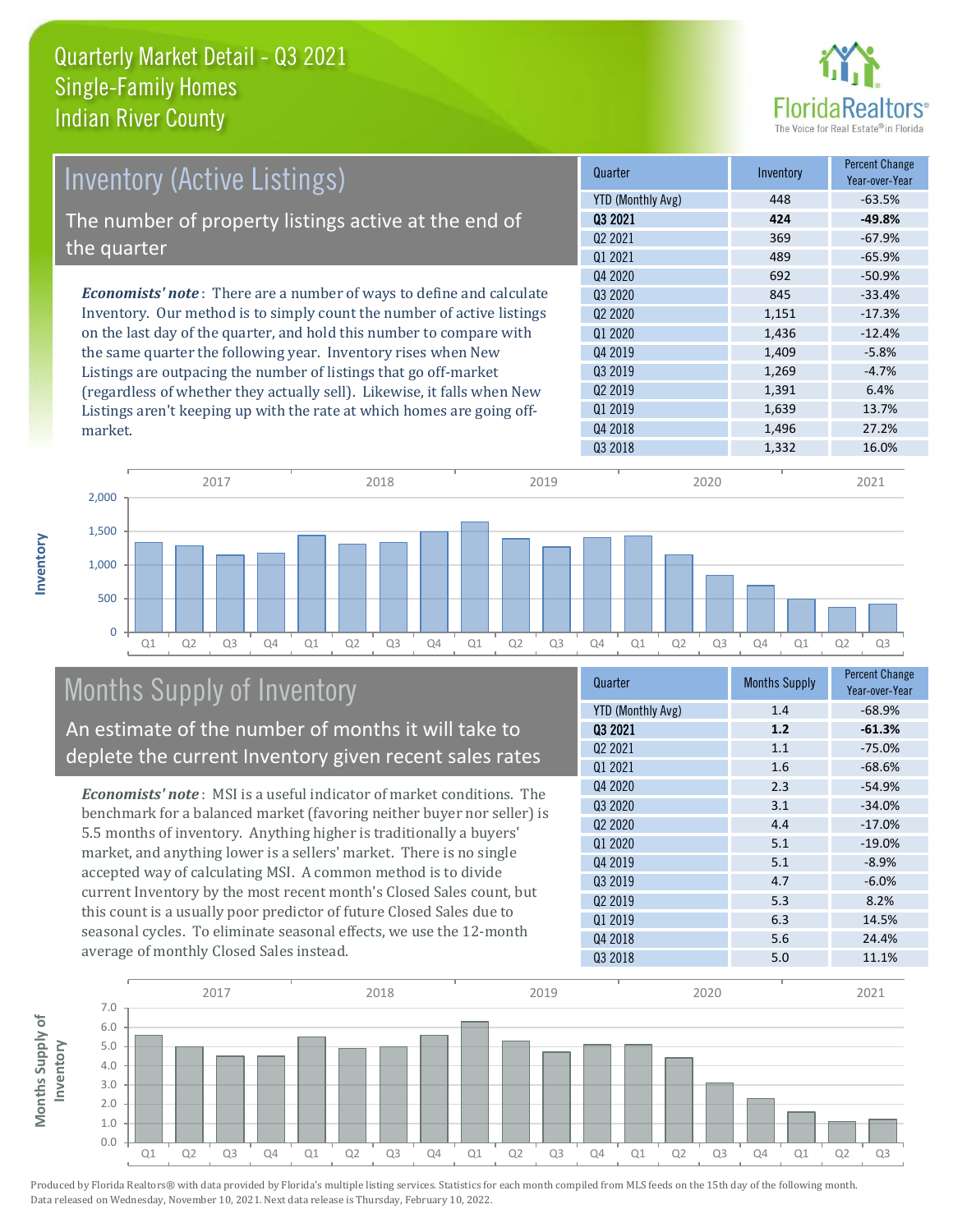# Quarterly Market Detail - Q3 2021
## Single-Family Homes
## Indian River County

## Inventory (Active Listings)

The number of property listings active at the end of the quarter

*Economists' note*: There are a number of ways to define and calculate Inventory. Our method is to simply count the number of active listings on the last day of the quarter, and hold this number to compare with the same quarter the following year. Inventory rises when New Listings are outpacing the number of listings that go off-market (regardless of whether they actually sell). Likewise, it falls when New Listings aren't keeping up with the rate at which homes are going off-market.

| Quarter | Inventory | Percent Change Year-over-Year |
|---|---|---|
| YTD (Monthly Avg) | 448 | -63.5% |
| **Q3 2021** | **424** | **-49.8%** |
| Q2 2021 | 369 | -67.9% |
| Q1 2021 | 489 | -65.9% |
| Q4 2020 | 692 | -50.9% |
| Q3 2020 | 845 | -33.4% |
| Q2 2020 | 1,151 | -17.3% |
| Q1 2020 | 1,436 | -12.4% |
| Q4 2019 | 1,409 | -5.8% |
| Q3 2019 | 1,269 | -4.7% |
| Q2 2019 | 1,391 | 6.4% |
| Q1 2019 | 1,639 | 13.7% |
| Q4 2018 | 1,496 | 27.2% |
| Q3 2018 | 1,332 | 16.0% |

## Months Supply of Inventory

An estimate of the number of months it will take to deplete the current Inventory given recent sales rates

*Economists' note*: MSI is a useful indicator of market conditions. The benchmark for a balanced market (favoring neither buyer nor seller) is 5.5 months of inventory. Anything higher is traditionally a buyers' market, and anything lower is a sellers' market. There is no single accepted way of calculating MSI. A common method is to divide current Inventory by the most recent month's Closed Sales count, but this count is a usually poor predictor of future Closed Sales due to seasonal cycles. To eliminate seasonal effects, we use the 12-month average of monthly Closed Sales instead.

| Quarter | Months Supply | Percent Change Year-over-Year |
|---|---|---|
| YTD (Monthly Avg) | 1.4 | -68.9% |
| **Q3 2021** | **1.2** | **-61.3%** |
| Q2 2021 | 1.1 | -75.0% |
| Q1 2021 | 1.6 | -68.6% |
| Q4 2020 | 2.3 | -54.9% |
| Q3 2020 | 3.1 | -34.0% |
| Q2 2020 | 4.4 | -17.0% |
| Q1 2020 | 5.1 | -19.0% |
| Q4 2019 | 5.1 | -8.9% |
| Q3 2019 | 4.7 | -6.0% |
| Q2 2019 | 5.3 | 8.2% |
| Q1 2019 | 6.3 | 14.5% |
| Q4 2018 | 5.6 | 24.4% |
| Q3 2018 | 5.0 | 11.1% |

Produced by Florida Realtors® with data provided by Florida's multiple listing services. Statistics for each month compiled from MLS feeds on the 15th day of the following month. Data released on Wednesday, November 10, 2021. Next data release is Thursday, February 10, 2022.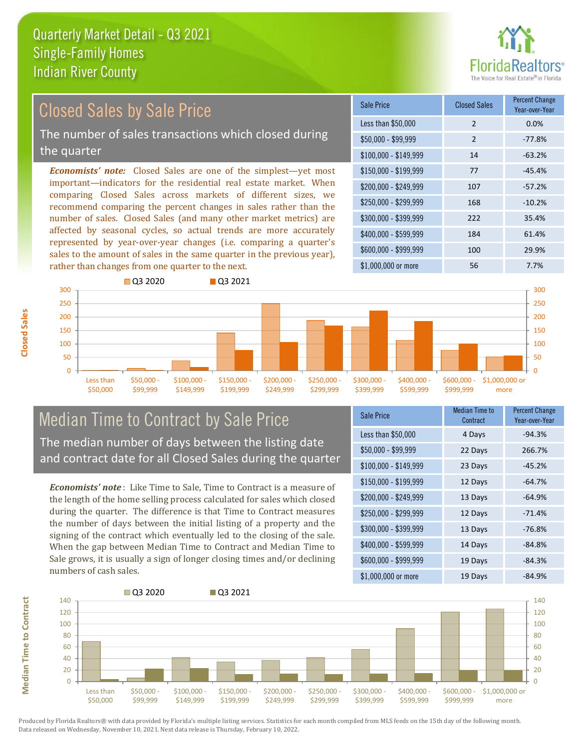# Quarterly Market Detail - Q3 2021
## Single-Family Homes
## Indian River County

## Closed Sales by Sale Price

The number of sales transactions which closed during the quarter

***Economists' note:*** Closed Sales are one of the simplest—yet most important—indicators for the residential real estate market. When comparing Closed Sales across markets of different sizes, we recommend comparing the percent changes in sales rather than the number of sales. Closed Sales (and many other market metrics) are affected by seasonal cycles, so actual trends are more accurately represented by year-over-year changes (i.e. comparing a quarter's sales to the amount of sales in the same quarter in the previous year), rather than changes from one quarter to the next.

| Sale Price | Closed Sales | Percent Change Year-over-Year |
|---|---|---|
| Less than $50,000 | 2 | 0.0% |
| $50,000 - $99,999 | 2 | -77.8% |
| $100,000 - $149,999 | 14 | -63.2% |
| $150,000 - $199,999 | 77 | -45.4% |
| $200,000 - $249,999 | 107 | -57.2% |
| $250,000 - $299,999 | 168 | -10.2% |
| $300,000 - $399,999 | 222 | 35.4% |
| $400,000 - $599,999 | 184 | 61.4% |
| $600,000 - $999,999 | 100 | 29.9% |
| $1,000,000 or more | 56 | 7.7% |

## Median Time to Contract by Sale Price

The median number of days between the listing date and contract date for all Closed Sales during the quarter

***Economists' note*** : Like Time to Sale, Time to Contract is a measure of the length of the home selling process calculated for sales which closed during the quarter. The difference is that Time to Contract measures the number of days between the initial listing of a property and the signing of the contract which eventually led to the closing of the sale. When the gap between Median Time to Contract and Median Time to Sale grows, it is usually a sign of longer closing times and/or declining numbers of cash sales.

| Sale Price | Median Time to Contract | Percent Change Year-over-Year |
|---|---|---|
| Less than $50,000 | 4 Days | -94.3% |
| $50,000 - $99,999 | 22 Days | 266.7% |
| $100,000 - $149,999 | 23 Days | -45.2% |
| $150,000 - $199,999 | 12 Days | -64.7% |
| $200,000 - $249,999 | 13 Days | -64.9% |
| $250,000 - $299,999 | 12 Days | -71.4% |
| $300,000 - $399,999 | 13 Days | -76.8% |
| $400,000 - $599,999 | 14 Days | -84.8% |
| $600,000 - $999,999 | 19 Days | -84.3% |
| $1,000,000 or more | 19 Days | -84.9% |

Produced by Florida Realtors® with data provided by Florida's multiple listing services. Statistics for each month compiled from MLS feeds on the 15th day of the following month. Data released on Wednesday, November 10, 2021. Next data release is Thursday, February 10, 2022.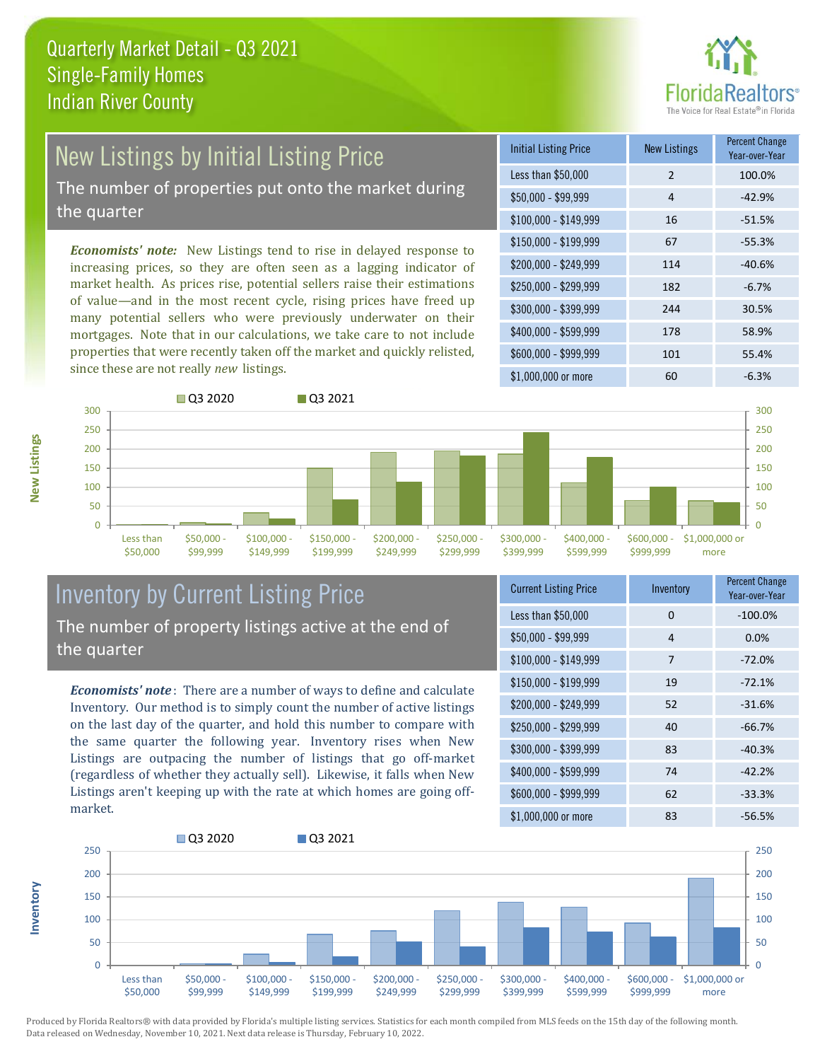# Quarterly Market Detail - Q3 2021
## Single-Family Homes
## Indian River County

## New Listings by Initial Listing Price

The number of properties put onto the market during the quarter

*Economists' note:* New Listings tend to rise in delayed response to increasing prices, so they are often seen as a lagging indicator of market health. As prices rise, potential sellers raise their estimations of value—and in the most recent cycle, rising prices have freed up many potential sellers who were previously underwater on their mortgages. Note that in our calculations, we take care to not include properties that were recently taken off the market and quickly relisted, since these are not really *new* listings.

| Initial Listing Price | New Listings | Percent Change Year-over-Year |
|---|---|---|
| Less than $50,000 | 2 | 100.0% |
| $50,000 - $99,999 | 4 | -42.9% |
| $100,000 - $149,999 | 16 | -51.5% |
| $150,000 - $199,999 | 67 | -55.3% |
| $200,000 - $249,999 | 114 | -40.6% |
| $250,000 - $299,999 | 182 | -6.7% |
| $300,000 - $399,999 | 244 | 30.5% |
| $400,000 - $599,999 | 178 | 58.9% |
| $600,000 - $999,999 | 101 | 55.4% |
| $1,000,000 or more | 60 | -6.3% |

## Inventory by Current Listing Price

The number of property listings active at the end of the quarter

*Economists' note*: There are a number of ways to define and calculate Inventory. Our method is to simply count the number of active listings on the last day of the quarter, and hold this number to compare with the same quarter the following year. Inventory rises when New Listings are outpacing the number of listings that go off-market (regardless of whether they actually sell). Likewise, it falls when New Listings aren't keeping up with the rate at which homes are going off-market.

| Current Listing Price | Inventory | Percent Change Year-over-Year |
|---|---|---|
| Less than $50,000 | 0 | -100.0% |
| $50,000 - $99,999 | 4 | 0.0% |
| $100,000 - $149,999 | 7 | -72.0% |
| $150,000 - $199,999 | 19 | -72.1% |
| $200,000 - $249,999 | 52 | -31.6% |
| $250,000 - $299,999 | 40 | -66.7% |
| $300,000 - $399,999 | 83 | -40.3% |
| $400,000 - $599,999 | 74 | -42.2% |
| $600,000 - $999,999 | 62 | -33.3% |
| $1,000,000 or more | 83 | -56.5% |

Produced by Florida Realtors® with data provided by Florida's multiple listing services. Statistics for each month compiled from MLS feeds on the 15th day of the following month. Data released on Wednesday, November 10, 2021. Next data release is Thursday, February 10, 2022.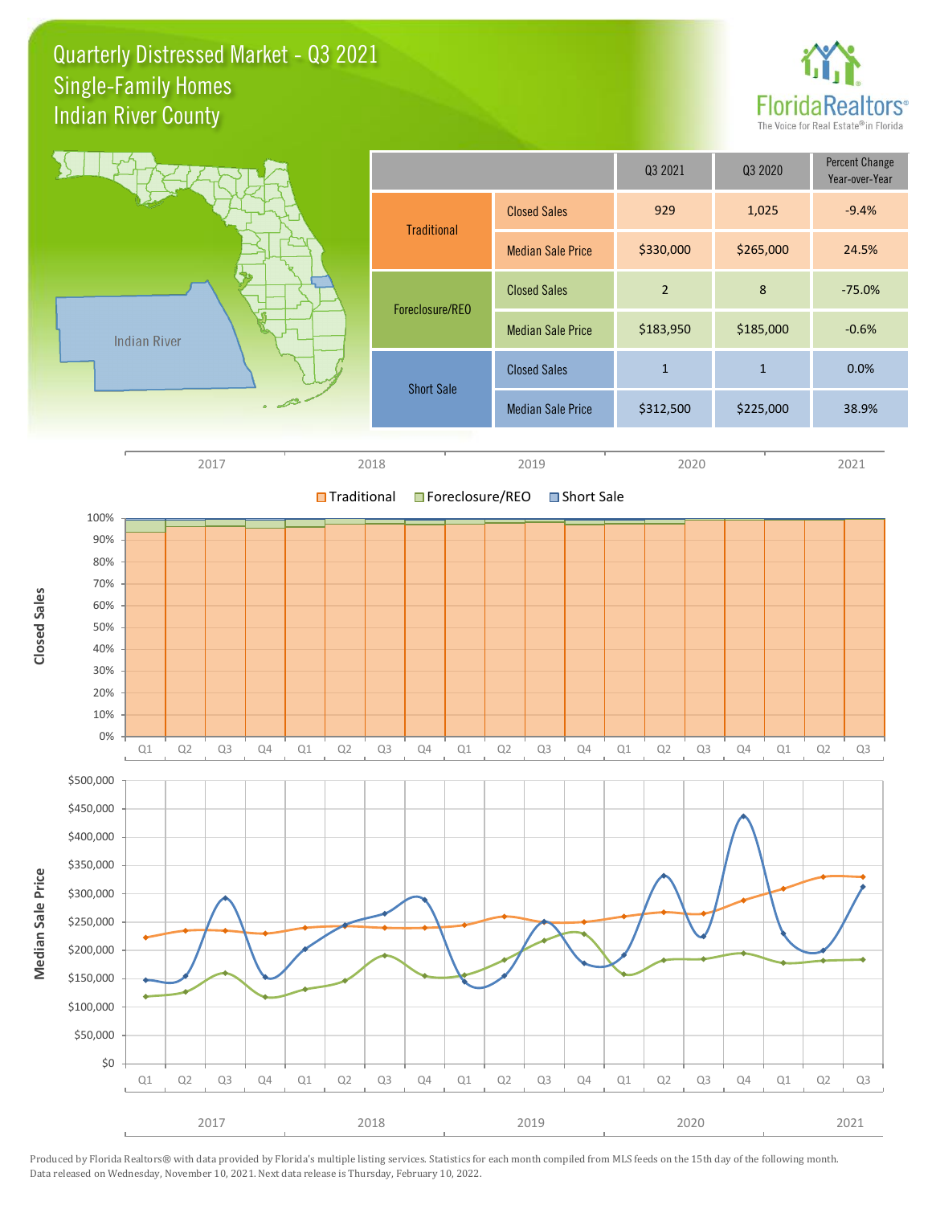# Quarterly Distressed Market - Q3 2021
## Single-Family Homes
## Indian River County

FloridaRealtors® The Voice for Real Estate® in Florida

Indian River

| | | Q3 2021 | Q3 2020 | Percent Change Year-over-Year |
|---|---|---|---|---|
| Traditional | Closed Sales | 929 | 1,025 | -9.4% |
| | Median Sale Price | $330,000 | $265,000 | 24.5% |
| Foreclosure/REO | Closed Sales | 2 | 8 | -75.0% |
| | Median Sale Price | $183,950 | $185,000 | -0.6% |
| Short Sale | Closed Sales | 1 | 1 | 0.0% |
| | Median Sale Price | $312,500 | $225,000 | 38.9% |

2017 2018 2019 2020 2021

Traditional Foreclosure/REO Short Sale

Closed Sales

100% 90% 80% 70% 60% 50% 40% 30% 20% 10% 0%

Q1 Q2 Q3 Q4 Q1 Q2 Q3 Q4 Q1 Q2 Q3 Q4 Q1 Q2 Q3 Q4 Q1 Q2 Q3

Median Sale Price

$500,000 $450,000 $400,000 $350,000 $300,000 $250,000 $200,000 $150,000 $100,000 $50,000 $0

Q1 Q2 Q3 Q4 Q1 Q2 Q3 Q4 Q1 Q2 Q3 Q4 Q1 Q2 Q3 Q4 Q1 Q2 Q3

2017 2018 2019 2020 2021

Produced by Florida Realtors® with data provided by Florida's multiple listing services. Statistics for each month compiled from MLS feeds on the 15th day of the following month. Data released on Wednesday, November 10, 2021. Next data release is Thursday, February 10, 2022.